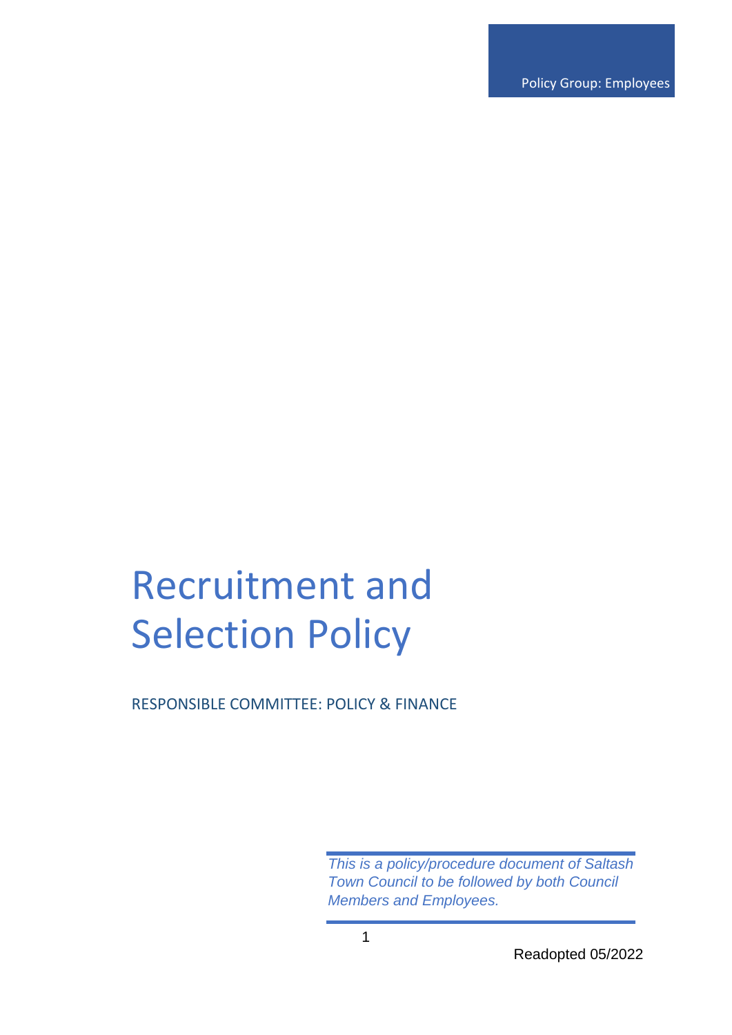Policy Group: Employees

# Recruitment and Selection Policy

RESPONSIBLE COMMITTEE: POLICY & FINANCE

*This is a policy/procedure document of Saltash Town Council to be followed by both Council Members and Employees.*

Readopted 05/2022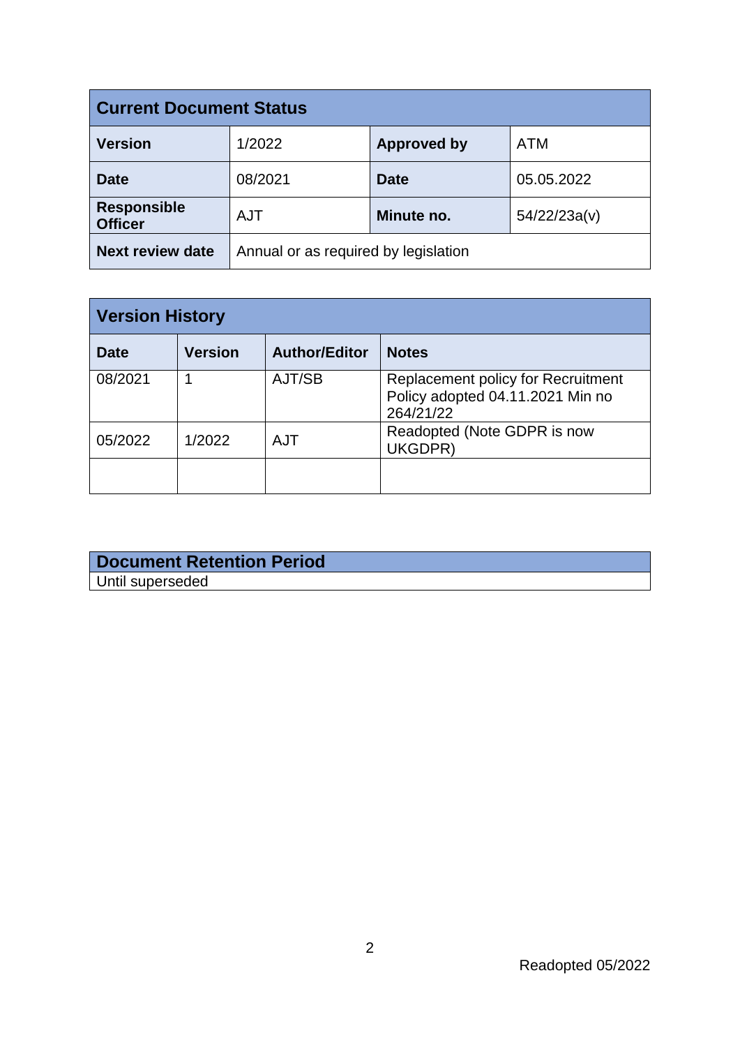| Current Document Status | | | |
|---|---|---|---|
| **Version** | 1/2022 | **Approved by** | ATM |
| **Date** | 08/2021 | **Date** | 05.05.2022 |
| **Responsible Officer** | AJT | **Minute no.** | 54/22/23a(v) |
| **Next review date** | Annual or as required by legislation | | |

| Version History | | | |
|---|---|---|---|
| **Date** | **Version** | **Author/Editor** | **Notes** |
| 08/2021 | 1 | AJT/SB | Replacement policy for Recruitment Policy adopted 04.11.2021 Min no 264/21/22 |
| 05/2022 | 1/2022 | AJT | Readopted (Note GDPR is now UKGDPR) |
| | | | |

| Document Retention Period |
|---|
| Until superseded |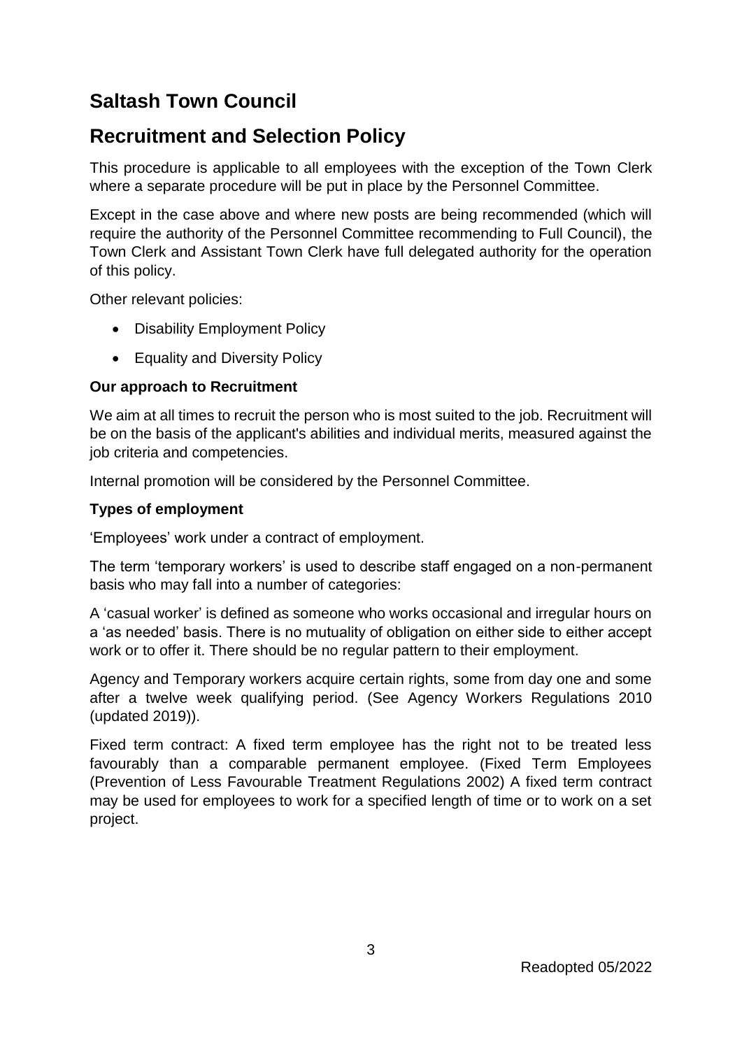# Saltash Town Council

## Recruitment and Selection Policy

This procedure is applicable to all employees with the exception of the Town Clerk where a separate procedure will be put in place by the Personnel Committee.

Except in the case above and where new posts are being recommended (which will require the authority of the Personnel Committee recommending to Full Council), the Town Clerk and Assistant Town Clerk have full delegated authority for the operation of this policy.

Other relevant policies:

- Disability Employment Policy
- Equality and Diversity Policy

**Our approach to Recruitment**

We aim at all times to recruit the person who is most suited to the job. Recruitment will be on the basis of the applicant's abilities and individual merits, measured against the job criteria and competencies.

Internal promotion will be considered by the Personnel Committee.

**Types of employment**

'Employees' work under a contract of employment.

The term 'temporary workers' is used to describe staff engaged on a non-permanent basis who may fall into a number of categories:

A 'casual worker' is defined as someone who works occasional and irregular hours on a 'as needed' basis. There is no mutuality of obligation on either side to either accept work or to offer it. There should be no regular pattern to their employment.

Agency and Temporary workers acquire certain rights, some from day one and some after a twelve week qualifying period. (See Agency Workers Regulations 2010 (updated 2019)).

Fixed term contract: A fixed term employee has the right not to be treated less favourably than a comparable permanent employee. (Fixed Term Employees (Prevention of Less Favourable Treatment Regulations 2002) A fixed term contract may be used for employees to work for a specified length of time or to work on a set project.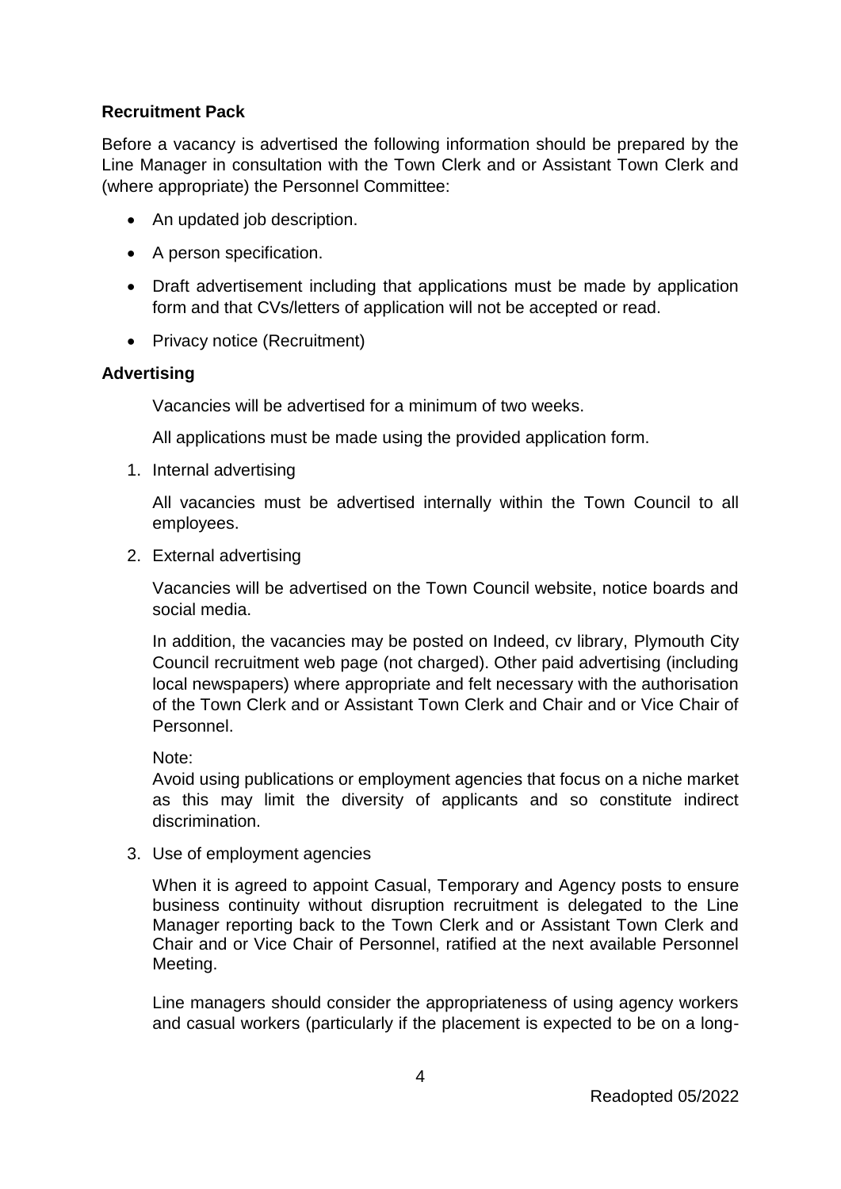**Recruitment Pack**

Before a vacancy is advertised the following information should be prepared by the Line Manager in consultation with the Town Clerk and or Assistant Town Clerk and (where appropriate) the Personnel Committee:

- An updated job description.
- A person specification.
- Draft advertisement including that applications must be made by application form and that CVs/letters of application will not be accepted or read.
- Privacy notice (Recruitment)

**Advertising**

Vacancies will be advertised for a minimum of two weeks.

All applications must be made using the provided application form.

1. Internal advertising

   All vacancies must be advertised internally within the Town Council to all employees.

2. External advertising

   Vacancies will be advertised on the Town Council website, notice boards and social media.

   In addition, the vacancies may be posted on Indeed, cv library, Plymouth City Council recruitment web page (not charged). Other paid advertising (including local newspapers) where appropriate and felt necessary with the authorisation of the Town Clerk and or Assistant Town Clerk and Chair and or Vice Chair of Personnel.

   Note:
   Avoid using publications or employment agencies that focus on a niche market as this may limit the diversity of applicants and so constitute indirect discrimination.

3. Use of employment agencies

   When it is agreed to appoint Casual, Temporary and Agency posts to ensure business continuity without disruption recruitment is delegated to the Line Manager reporting back to the Town Clerk and or Assistant Town Clerk and Chair and or Vice Chair of Personnel, ratified at the next available Personnel Meeting.

   Line managers should consider the appropriateness of using agency workers and casual workers (particularly if the placement is expected to be on a long-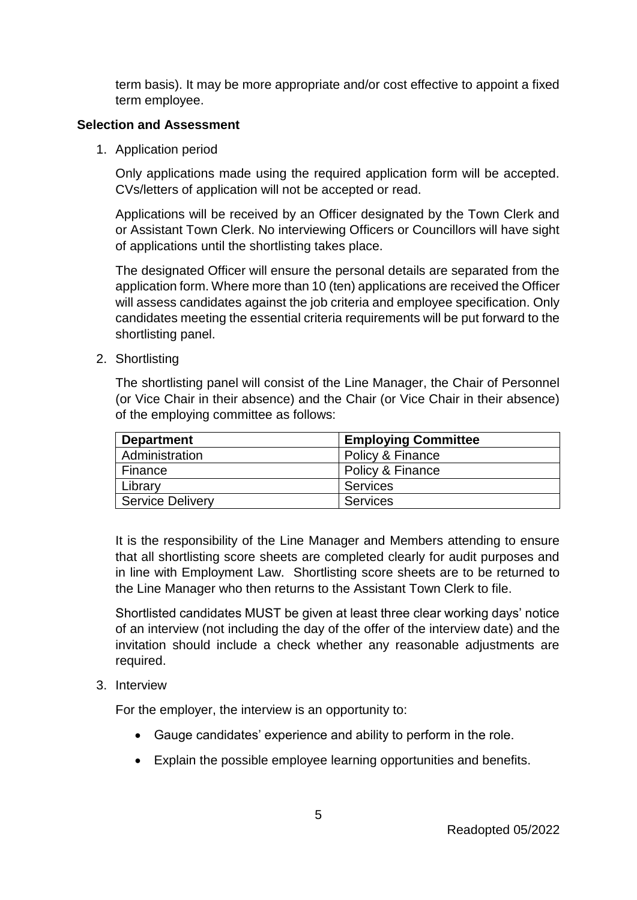term basis). It may be more appropriate and/or cost effective to appoint a fixed term employee.

**Selection and Assessment**

1. Application period

   Only applications made using the required application form will be accepted. CVs/letters of application will not be accepted or read.

   Applications will be received by an Officer designated by the Town Clerk and or Assistant Town Clerk. No interviewing Officers or Councillors will have sight of applications until the shortlisting takes place.

   The designated Officer will ensure the personal details are separated from the application form. Where more than 10 (ten) applications are received the Officer will assess candidates against the job criteria and employee specification. Only candidates meeting the essential criteria requirements will be put forward to the shortlisting panel.

2. Shortlisting

   The shortlisting panel will consist of the Line Manager, the Chair of Personnel (or Vice Chair in their absence) and the Chair (or Vice Chair in their absence) of the employing committee as follows:

   | Department | Employing Committee |
   | --- | --- |
   | Administration | Policy & Finance |
   | Finance | Policy & Finance |
   | Library | Services |
   | Service Delivery | Services |

   It is the responsibility of the Line Manager and Members attending to ensure that all shortlisting score sheets are completed clearly for audit purposes and in line with Employment Law. Shortlisting score sheets are to be returned to the Line Manager who then returns to the Assistant Town Clerk to file.

   Shortlisted candidates MUST be given at least three clear working days' notice of an interview (not including the day of the offer of the interview date) and the invitation should include a check whether any reasonable adjustments are required.

3. Interview

   For the employer, the interview is an opportunity to:

   - Gauge candidates' experience and ability to perform in the role.
   - Explain the possible employee learning opportunities and benefits.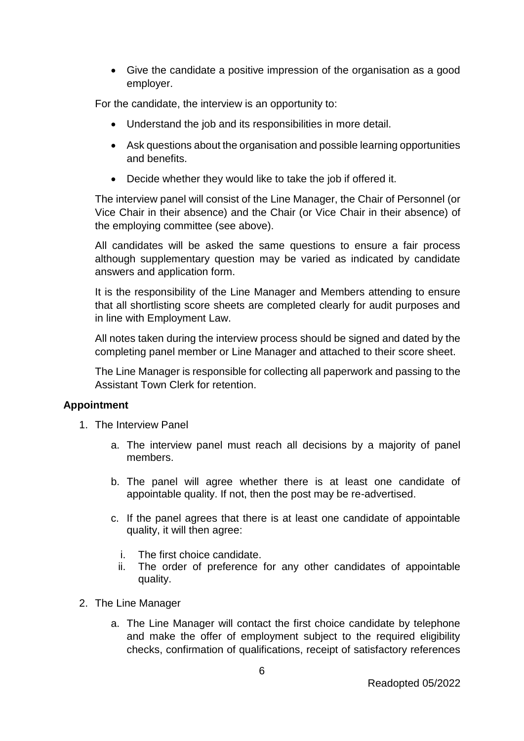- Give the candidate a positive impression of the organisation as a good employer.

For the candidate, the interview is an opportunity to:

- Understand the job and its responsibilities in more detail.
- Ask questions about the organisation and possible learning opportunities and benefits.
- Decide whether they would like to take the job if offered it.

The interview panel will consist of the Line Manager, the Chair of Personnel (or Vice Chair in their absence) and the Chair (or Vice Chair in their absence) of the employing committee (see above).

All candidates will be asked the same questions to ensure a fair process although supplementary question may be varied as indicated by candidate answers and application form.

It is the responsibility of the Line Manager and Members attending to ensure that all shortlisting score sheets are completed clearly for audit purposes and in line with Employment Law.

All notes taken during the interview process should be signed and dated by the completing panel member or Line Manager and attached to their score sheet.

The Line Manager is responsible for collecting all paperwork and passing to the Assistant Town Clerk for retention.

**Appointment**

1. The Interview Panel
    a. The interview panel must reach all decisions by a majority of panel members.
    b. The panel will agree whether there is at least one candidate of appointable quality. If not, then the post may be re-advertised.
    c. If the panel agrees that there is at least one candidate of appointable quality, it will then agree:
        i. The first choice candidate.
        ii. The order of preference for any other candidates of appointable quality.
2. The Line Manager
    a. The Line Manager will contact the first choice candidate by telephone and make the offer of employment subject to the required eligibility checks, confirmation of qualifications, receipt of satisfactory references

Readopted 05/2022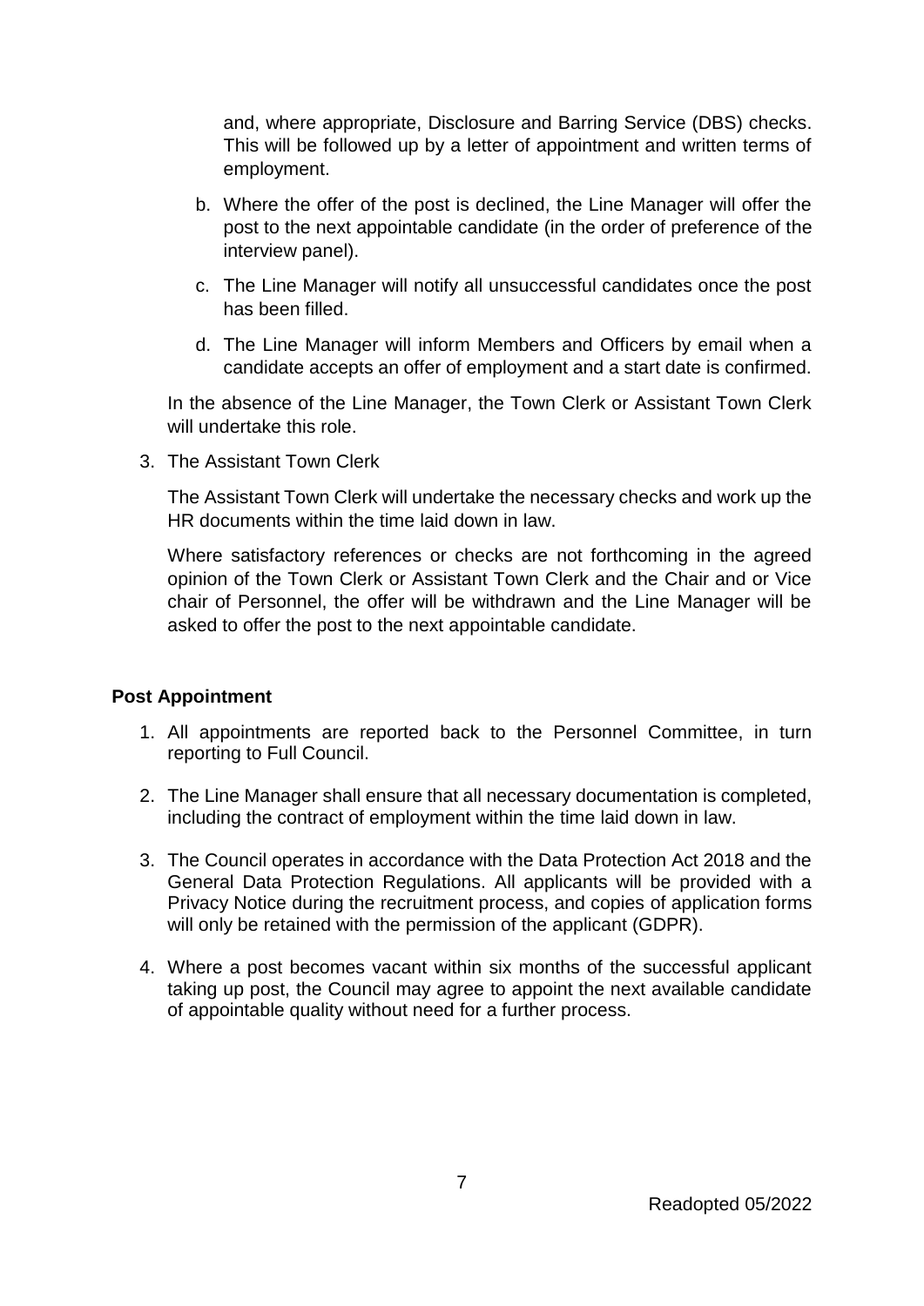and, where appropriate, Disclosure and Barring Service (DBS) checks. This will be followed up by a letter of appointment and written terms of employment.

b. Where the offer of the post is declined, the Line Manager will offer the post to the next appointable candidate (in the order of preference of the interview panel).

c. The Line Manager will notify all unsuccessful candidates once the post has been filled.

d. The Line Manager will inform Members and Officers by email when a candidate accepts an offer of employment and a start date is confirmed.

In the absence of the Line Manager, the Town Clerk or Assistant Town Clerk will undertake this role.

3. The Assistant Town Clerk

The Assistant Town Clerk will undertake the necessary checks and work up the HR documents within the time laid down in law.

Where satisfactory references or checks are not forthcoming in the agreed opinion of the Town Clerk or Assistant Town Clerk and the Chair and or Vice chair of Personnel, the offer will be withdrawn and the Line Manager will be asked to offer the post to the next appointable candidate.

**Post Appointment**

1. All appointments are reported back to the Personnel Committee, in turn reporting to Full Council.
2. The Line Manager shall ensure that all necessary documentation is completed, including the contract of employment within the time laid down in law.
3. The Council operates in accordance with the Data Protection Act 2018 and the General Data Protection Regulations. All applicants will be provided with a Privacy Notice during the recruitment process, and copies of application forms will only be retained with the permission of the applicant (GDPR).
4. Where a post becomes vacant within six months of the successful applicant taking up post, the Council may agree to appoint the next available candidate of appointable quality without need for a further process.

Readopted 05/2022